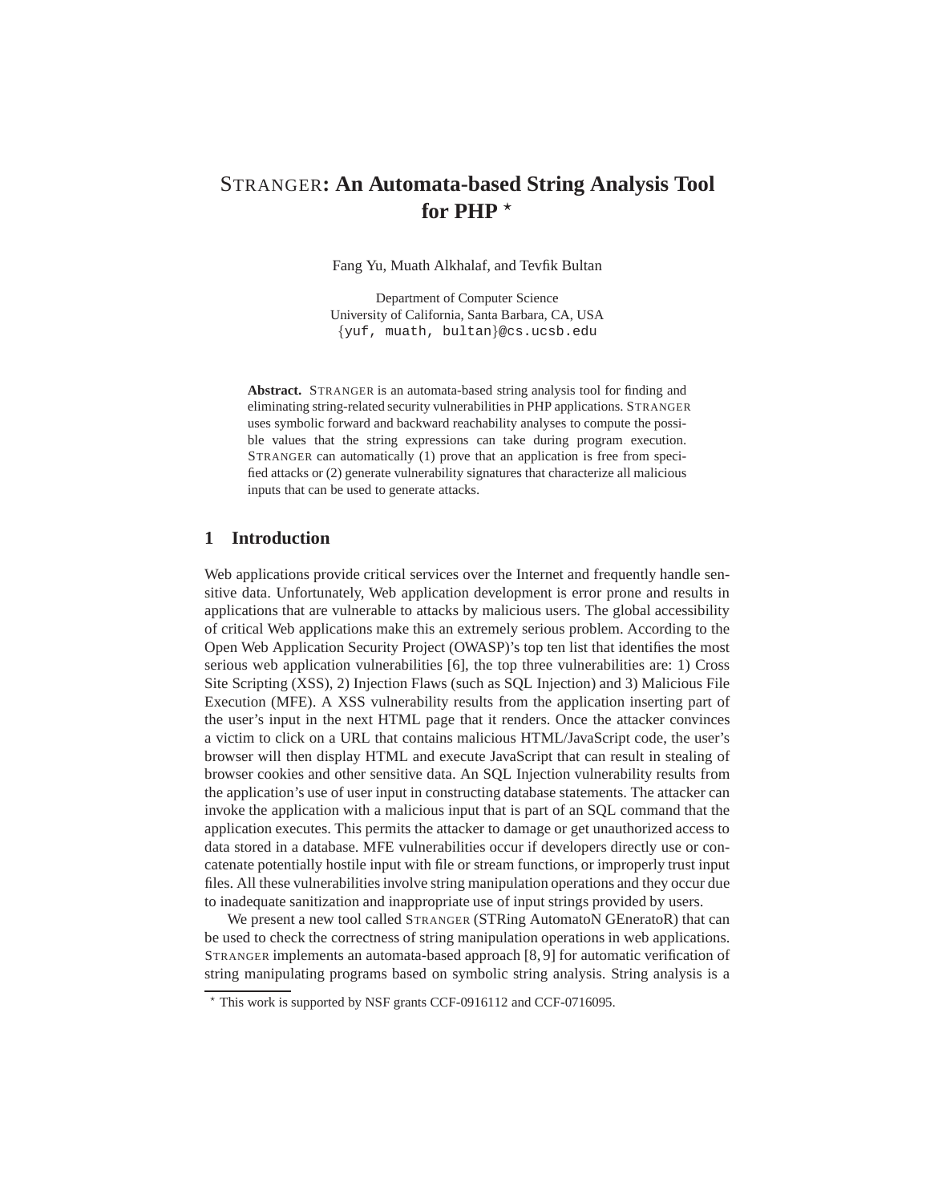# STRANGER: An Automata-based String Analysis Tool for PHP *

Fang Yu, Muath Alkhalaf, and Tevfik Bultan

Department of Computer Science
University of California, Santa Barbara, CA, USA
{yuf, muath, bultan}@cs.ucsb.edu

**Abstract.** STRANGER is an automata-based string analysis tool for finding and eliminating string-related security vulnerabilities in PHP applications. STRANGER uses symbolic forward and backward reachability analyses to compute the possible values that the string expressions can take during program execution. STRANGER can automatically (1) prove that an application is free from specified attacks or (2) generate vulnerability signatures that characterize all malicious inputs that can be used to generate attacks.

## 1 Introduction

Web applications provide critical services over the Internet and frequently handle sensitive data. Unfortunately, Web application development is error prone and results in applications that are vulnerable to attacks by malicious users. The global accessibility of critical Web applications make this an extremely serious problem. According to the Open Web Application Security Project (OWASP)'s top ten list that identifies the most serious web application vulnerabilities [6], the top three vulnerabilities are: 1) Cross Site Scripting (XSS), 2) Injection Flaws (such as SQL Injection) and 3) Malicious File Execution (MFE). A XSS vulnerability results from the application inserting part of the user's input in the next HTML page that it renders. Once the attacker convinces a victim to click on a URL that contains malicious HTML/JavaScript code, the user's browser will then display HTML and execute JavaScript that can result in stealing of browser cookies and other sensitive data. An SQL Injection vulnerability results from the application's use of user input in constructing database statements. The attacker can invoke the application with a malicious input that is part of an SQL command that the application executes. This permits the attacker to damage or get unauthorized access to data stored in a database. MFE vulnerabilities occur if developers directly use or concatenate potentially hostile input with file or stream functions, or improperly trust input files. All these vulnerabilities involve string manipulation operations and they occur due to inadequate sanitization and inappropriate use of input strings provided by users.

We present a new tool called STRANGER (STRing AutomatoN GEneratoR) that can be used to check the correctness of string manipulation operations in web applications. STRANGER implements an automata-based approach [8, 9] for automatic verification of string manipulating programs based on symbolic string analysis. String analysis is a

* This work is supported by NSF grants CCF-0916112 and CCF-0716095.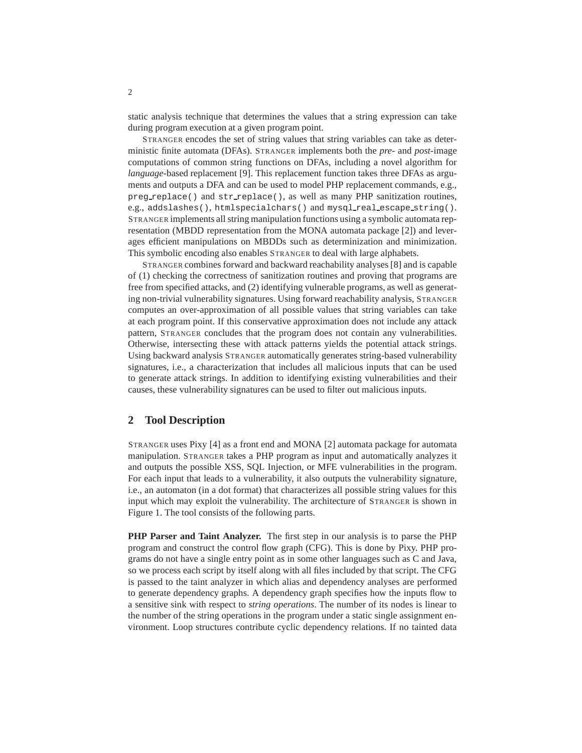static analysis technique that determines the values that a string expression can take during program execution at a given program point.

STRANGER encodes the set of string values that string variables can take as deterministic finite automata (DFAs). STRANGER implements both the *pre*- and *post*-image computations of common string functions on DFAs, including a novel algorithm for *language*-based replacement [9]. This replacement function takes three DFAs as arguments and outputs a DFA and can be used to model PHP replacement commands, e.g., `preg_replace()` and `str_replace()`, as well as many PHP sanitization routines, e.g., `addslashes()`, `htmlspecialchars()` and `mysql_real_escape_string()`. STRANGER implements all string manipulation functions using a symbolic automata representation (MBDD representation from the MONA automata package [2]) and leverages efficient manipulations on MBDDs such as determinization and minimization. This symbolic encoding also enables STRANGER to deal with large alphabets.

STRANGER combines forward and backward reachability analyses [8] and is capable of (1) checking the correctness of sanitization routines and proving that programs are free from specified attacks, and (2) identifying vulnerable programs, as well as generating non-trivial vulnerability signatures. Using forward reachability analysis, STRANGER computes an over-approximation of all possible values that string variables can take at each program point. If this conservative approximation does not include any attack pattern, STRANGER concludes that the program does not contain any vulnerabilities. Otherwise, intersecting these with attack patterns yields the potential attack strings. Using backward analysis STRANGER automatically generates string-based vulnerability signatures, i.e., a characterization that includes all malicious inputs that can be used to generate attack strings. In addition to identifying existing vulnerabilities and their causes, these vulnerability signatures can be used to filter out malicious inputs.

## 2 Tool Description

STRANGER uses Pixy [4] as a front end and MONA [2] automata package for automata manipulation. STRANGER takes a PHP program as input and automatically analyzes it and outputs the possible XSS, SQL Injection, or MFE vulnerabilities in the program. For each input that leads to a vulnerability, it also outputs the vulnerability signature, i.e., an automaton (in a dot format) that characterizes all possible string values for this input which may exploit the vulnerability. The architecture of STRANGER is shown in Figure 1. The tool consists of the following parts.

**PHP Parser and Taint Analyzer.** The first step in our analysis is to parse the PHP program and construct the control flow graph (CFG). This is done by Pixy. PHP programs do not have a single entry point as in some other languages such as C and Java, so we process each script by itself along with all files included by that script. The CFG is passed to the taint analyzer in which alias and dependency analyses are performed to generate dependency graphs. A dependency graph specifies how the inputs flow to a sensitive sink with respect to *string operations*. The number of its nodes is linear to the number of the string operations in the program under a static single assignment environment. Loop structures contribute cyclic dependency relations. If no tainted data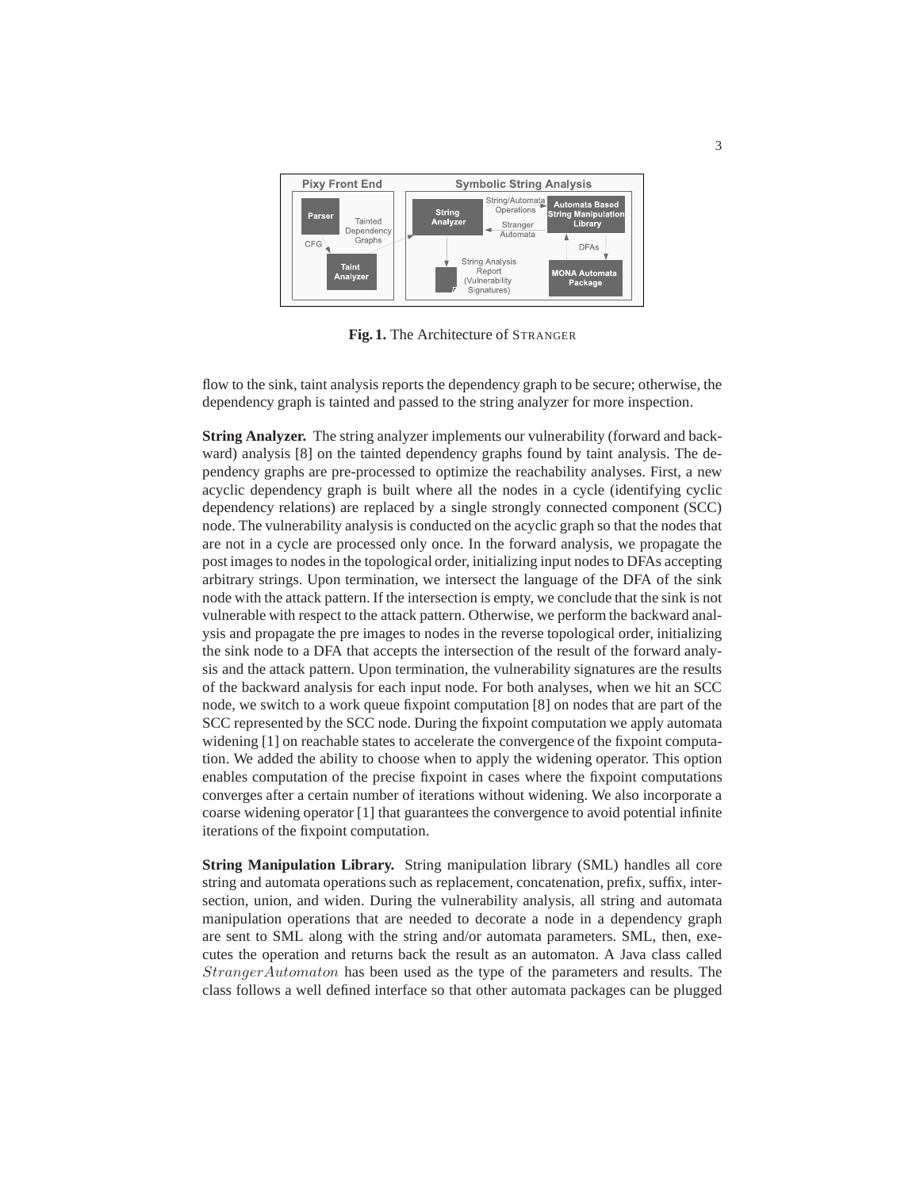Pixy Front End

Parser

Tainted Dependency Graphs

CFG

Taint Analyzer

Symbolic String Analysis

String Analyzer

String/Automata Operations

Automata Based String Manipulation Library

Stranger Automata

DFAs

String Analysis Report (Vulnerability Signatures)

MONA Automata Package

**Fig. 1.** The Architecture of STRANGER

flow to the sink, taint analysis reports the dependency graph to be secure; otherwise, the dependency graph is tainted and passed to the string analyzer for more inspection.

**String Analyzer.** The string analyzer implements our vulnerability (forward and backward) analysis [8] on the tainted dependency graphs found by taint analysis. The dependency graphs are pre-processed to optimize the reachability analyses. First, a new acyclic dependency graph is built where all the nodes in a cycle (identifying cyclic dependency relations) are replaced by a single strongly connected component (SCC) node. The vulnerability analysis is conducted on the acyclic graph so that the nodes that are not in a cycle are processed only once. In the forward analysis, we propagate the post images to nodes in the topological order, initializing input nodes to DFAs accepting arbitrary strings. Upon termination, we intersect the language of the DFA of the sink node with the attack pattern. If the intersection is empty, we conclude that the sink is not vulnerable with respect to the attack pattern. Otherwise, we perform the backward analysis and propagate the pre images to nodes in the reverse topological order, initializing the sink node to a DFA that accepts the intersection of the result of the forward analysis and the attack pattern. Upon termination, the vulnerability signatures are the results of the backward analysis for each input node. For both analyses, when we hit an SCC node, we switch to a work queue fixpoint computation [8] on nodes that are part of the SCC represented by the SCC node. During the fixpoint computation we apply automata widening [1] on reachable states to accelerate the convergence of the fixpoint computation. We added the ability to choose when to apply the widening operator. This option enables computation of the precise fixpoint in cases where the fixpoint computations converges after a certain number of iterations without widening. We also incorporate a coarse widening operator [1] that guarantees the convergence to avoid potential infinite iterations of the fixpoint computation.

**String Manipulation Library.** String manipulation library (SML) handles all core string and automata operations such as replacement, concatenation, prefix, suffix, intersection, union, and widen. During the vulnerability analysis, all string and automata manipulation operations that are needed to decorate a node in a dependency graph are sent to SML along with the string and/or automata parameters. SML, then, executes the operation and returns back the result as an automaton. A Java class called $StrangerAutomaton$ has been used as the type of the parameters and results. The class follows a well defined interface so that other automata packages can be plugged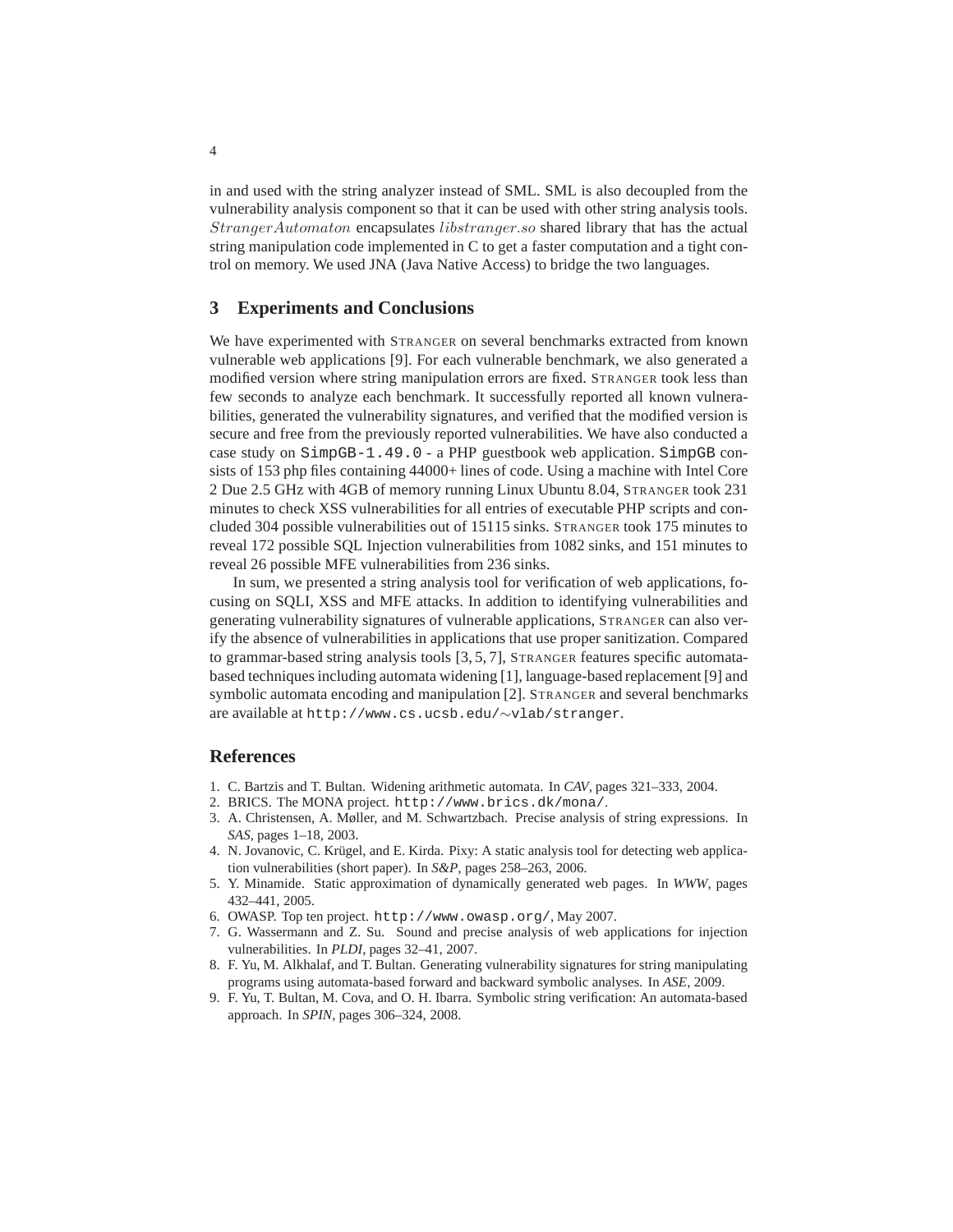in and used with the string analyzer instead of SML. SML is also decoupled from the vulnerability analysis component so that it can be used with other string analysis tools. $StrangerAutomaton$ encapsulates $libstranger.so$ shared library that has the actual string manipulation code implemented in C to get a faster computation and a tight control on memory. We used JNA (Java Native Access) to bridge the two languages.

## 3 Experiments and Conclusions

We have experimented with STRANGER on several benchmarks extracted from known vulnerable web applications [9]. For each vulnerable benchmark, we also generated a modified version where string manipulation errors are fixed. STRANGER took less than few seconds to analyze each benchmark. It successfully reported all known vulnerabilities, generated the vulnerability signatures, and verified that the modified version is secure and free from the previously reported vulnerabilities. We have also conducted a case study on `SimpGB-1.49.0` - a PHP guestbook web application. `SimpGB` consists of 153 php files containing 44000+ lines of code. Using a machine with Intel Core 2 Due 2.5 GHz with 4GB of memory running Linux Ubuntu 8.04, STRANGER took 231 minutes to check XSS vulnerabilities for all entries of executable PHP scripts and concluded 304 possible vulnerabilities out of 15115 sinks. STRANGER took 175 minutes to reveal 172 possible SQL Injection vulnerabilities from 1082 sinks, and 151 minutes to reveal 26 possible MFE vulnerabilities from 236 sinks.

In sum, we presented a string analysis tool for verification of web applications, focusing on SQLI, XSS and MFE attacks. In addition to identifying vulnerabilities and generating vulnerability signatures of vulnerable applications, STRANGER can also verify the absence of vulnerabilities in applications that use proper sanitization. Compared to grammar-based string analysis tools [3, 5, 7], STRANGER features specific automata-based techniques including automata widening [1], language-based replacement [9] and symbolic automata encoding and manipulation [2]. STRANGER and several benchmarks are available at `http://www.cs.ucsb.edu/∼vlab/stranger`.

## References

1. C. Bartzis and T. Bultan. Widening arithmetic automata. In *CAV*, pages 321–333, 2004.
2. BRICS. The MONA project. `http://www.brics.dk/mona/`.
3. A. Christensen, A. Møller, and M. Schwartzbach. Precise analysis of string expressions. In *SAS*, pages 1–18, 2003.
4. N. Jovanovic, C. Krügel, and E. Kirda. Pixy: A static analysis tool for detecting web application vulnerabilities (short paper). In *S&P*, pages 258–263, 2006.
5. Y. Minamide. Static approximation of dynamically generated web pages. In *WWW*, pages 432–441, 2005.
6. OWASP. Top ten project. `http://www.owasp.org/`, May 2007.
7. G. Wassermann and Z. Su. Sound and precise analysis of web applications for injection vulnerabilities. In *PLDI*, pages 32–41, 2007.
8. F. Yu, M. Alkhalaf, and T. Bultan. Generating vulnerability signatures for string manipulating programs using automata-based forward and backward symbolic analyses. In *ASE*, 2009.
9. F. Yu, T. Bultan, M. Cova, and O. H. Ibarra. Symbolic string verification: An automata-based approach. In *SPIN*, pages 306–324, 2008.